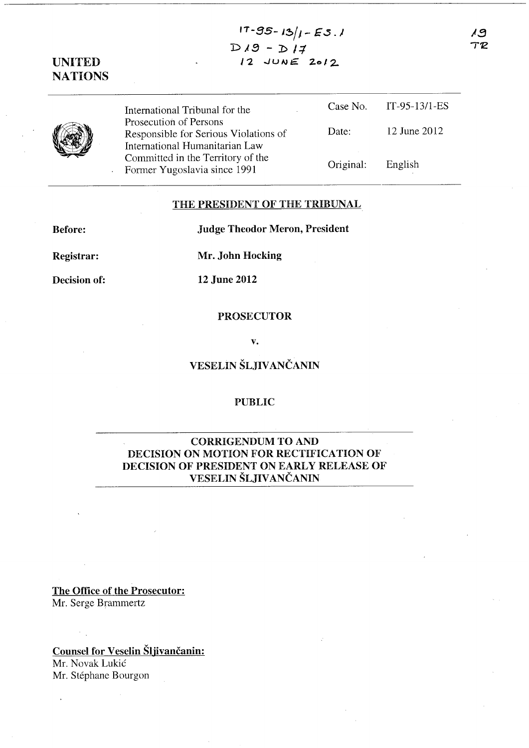IT-95-13/1-ES.1
D19 - D17
12 JUNE 2012

19
TR

UNITED NATIONS

| | | |
|---|---|---|
| International Tribunal for the Prosecution of Persons Responsible for Serious Violations of International Humanitarian Law Committed in the Territory of the Former Yugoslavia since 1991 | Case No. | IT-95-13/1-ES |
| | Date: | 12 June 2012 |
| | Original: | English |

## THE PRESIDENT OF THE TRIBUNAL

**Before:** **Judge Theodor Meron, President**

**Registrar:** **Mr. John Hocking**

**Decision of:** **12 June 2012**

**PROSECUTOR**

**v.**

**VESELIN ŠLJIVANČANIN**

**PUBLIC**

## CORRIGENDUM TO AND DECISION ON MOTION FOR RECTIFICATION OF DECISION OF PRESIDENT ON EARLY RELEASE OF VESELIN ŠLJIVANČANIN

**The Office of the Prosecutor:**
Mr. Serge Brammertz

**Counsel for Veselin Šljivančanin:**
Mr. Novak Lukić
Mr. Stéphane Bourgon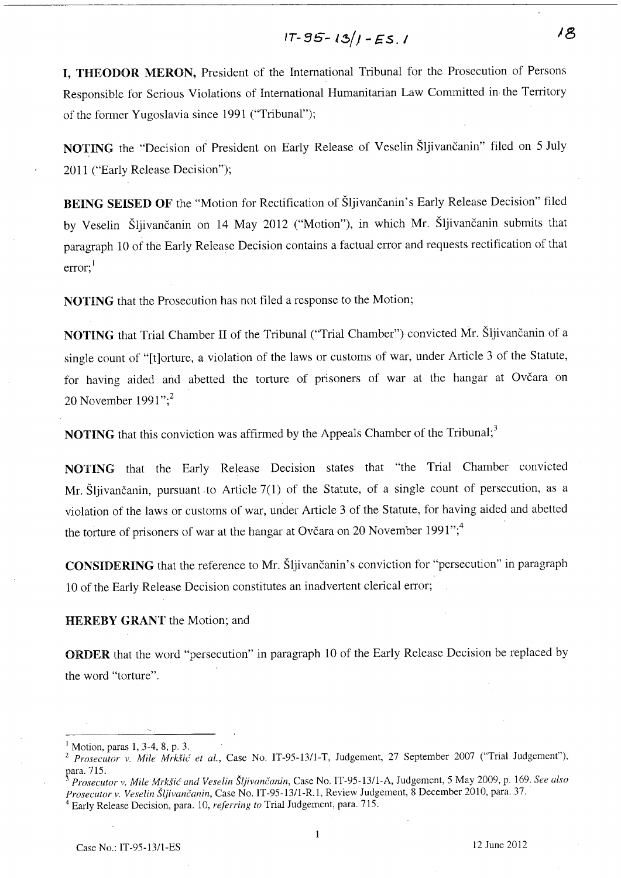**I, THEODOR MERON,** President of the International Tribunal for the Prosecution of Persons Responsible for Serious Violations of International Humanitarian Law Committed in the Territory of the former Yugoslavia since 1991 ("Tribunal");

**NOTING** the "Decision of President on Early Release of Veselin Šljivančanin" filed on 5 July 2011 ("Early Release Decision");

**BEING SEISED OF** the "Motion for Rectification of Šljivančanin's Early Release Decision" filed by Veselin Šljivančanin on 14 May 2012 ("Motion"), in which Mr. Šljivančanin submits that paragraph 10 of the Early Release Decision contains a factual error and requests rectification of that error;[1]

**NOTING** that the Prosecution has not filed a response to the Motion;

**NOTING** that Trial Chamber II of the Tribunal ("Trial Chamber") convicted Mr. Šljivančanin of a single count of "[t]orture, a violation of the laws or customs of war, under Article 3 of the Statute, for having aided and abetted the torture of prisoners of war at the hangar at Ovčara on 20 November 1991";[2]

**NOTING** that this conviction was affirmed by the Appeals Chamber of the Tribunal;[3]

**NOTING** that the Early Release Decision states that "the Trial Chamber convicted Mr. Šljivančanin, pursuant to Article 7(1) of the Statute, of a single count of persecution, as a violation of the laws or customs of war, under Article 3 of the Statute, for having aided and abetted the torture of prisoners of war at the hangar at Ovčara on 20 November 1991";[4]

**CONSIDERING** that the reference to Mr. Šljivančanin's conviction for "persecution" in paragraph 10 of the Early Release Decision constitutes an inadvertent clerical error;

**HEREBY GRANT** the Motion; and

**ORDER** that the word "persecution" in paragraph 10 of the Early Release Decision be replaced by the word "torture".

---

[1] Motion, paras 1, 3-4, 8, p. 3.

[2] *Prosecutor v. Mile Mrkšić et al.*, Case No. IT-95-13/1-T, Judgement, 27 September 2007 ("Trial Judgement"), para. 715.

[3] *Prosecutor v. Mile Mrkšić and Veselin Šljivančanin*, Case No. IT-95-13/1-A, Judgement, 5 May 2009, p. 169. *See also Prosecutor v. Veselin Šljivančanin*, Case No. IT-95-13/1-R.1, Review Judgement, 8 December 2010, para. 37.

[4] Early Release Decision, para. 10, *referring to* Trial Judgement, para. 715.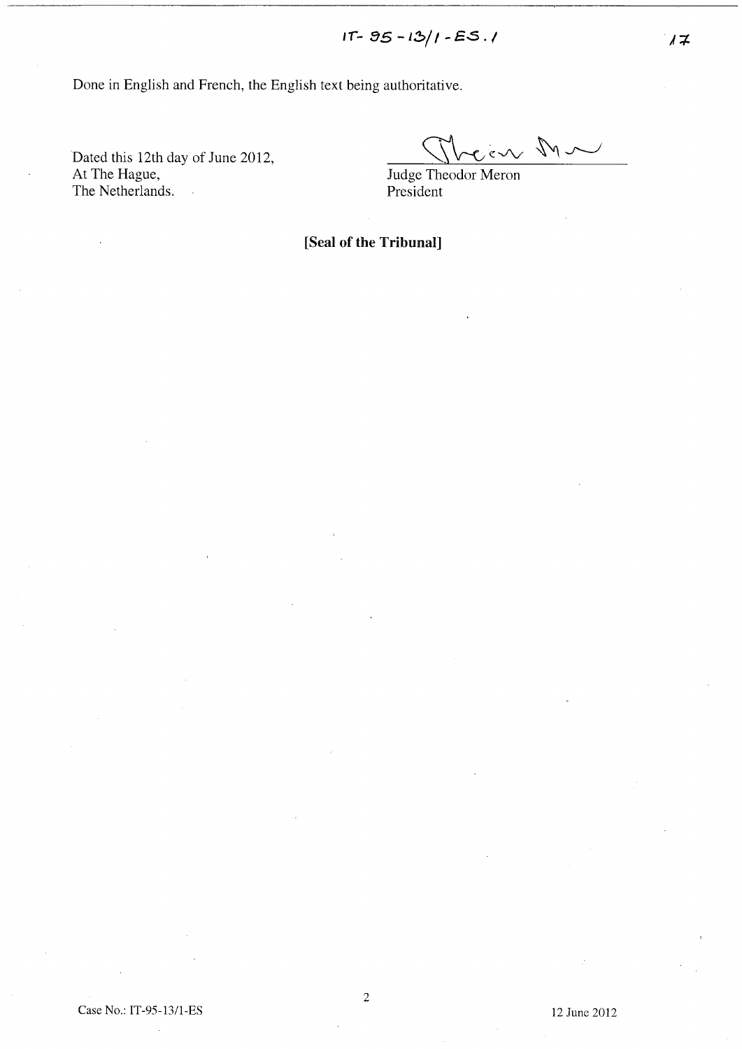Done in English and French, the English text being authoritative.

Dated this 12th day of June 2012,
At The Hague,
The Netherlands.

Judge Theodor Meron
President

**[Seal of the Tribunal]**